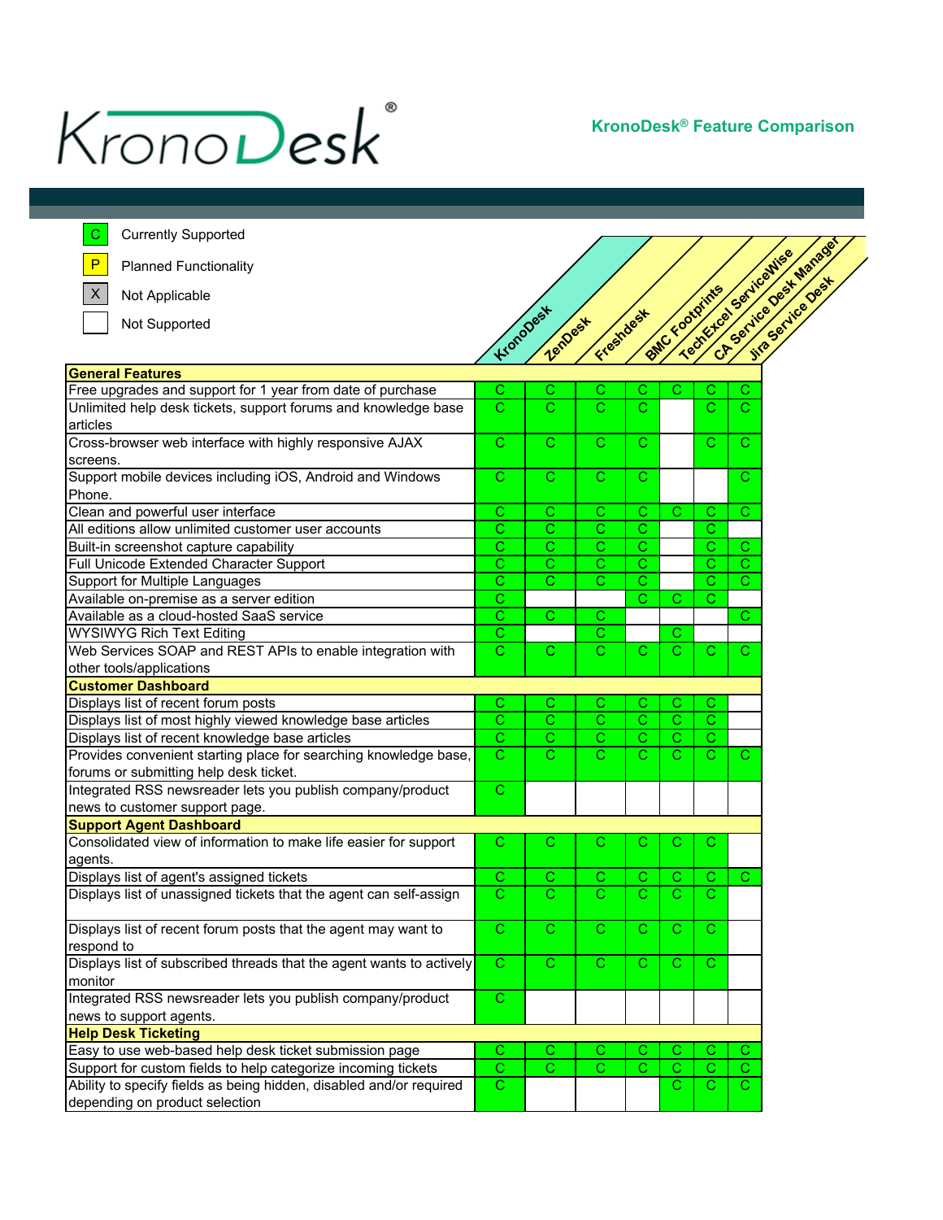# KronoDesk®

**KronoDesk® Feature Comparison**

| Legend | |
|---|---|
| C | Currently Supported |
| P | Planned Functionality |
| X | Not Applicable |
| (blank) | Not Supported |

| Feature | KronoDesk | ZenDesk | Freshdesk | BMC Footprints | TechExcel ServiceWise | CA Service Desk Manager | Jira Service Desk |
|---|---|---|---|---|---|---|---|
| **General Features** | | | | | | | |
| Free upgrades and support for 1 year from date of purchase | C | C | C | C | C | C | C |
| Unlimited help desk tickets, support forums and knowledge base articles | C | C | C | C | | C | C |
| Cross-browser web interface with highly responsive AJAX screens. | C | C | C | C | | C | C |
| Support mobile devices including iOS, Android and Windows Phone. | C | C | C | C | | | C |
| Clean and powerful user interface | C | C | C | C | C | C | C |
| All editions allow unlimited customer user accounts | C | C | C | C | | C | |
| Built-in screenshot capture capability | C | C | C | C | | C | C |
| Full Unicode Extended Character Support | C | C | C | C | | C | C |
| Support for Multiple Languages | C | C | C | C | | C | C |
| Available on-premise as a server edition | C | | | C | C | C | |
| Available as a cloud-hosted SaaS service | C | C | C | | | | C |
| WYSIWYG Rich Text Editing | C | | C | | C | | |
| Web Services SOAP and REST APIs to enable integration with other tools/applications | C | C | C | C | C | C | C |
| **Customer Dashboard** | | | | | | | |
| Displays list of recent forum posts | C | C | C | C | C | C | |
| Displays list of most highly viewed knowledge base articles | C | C | C | C | C | C | |
| Displays list of recent knowledge base articles | C | C | C | C | C | C | |
| Provides convenient starting place for searching knowledge base, forums or submitting help desk ticket. | C | C | C | C | C | C | C |
| Integrated RSS newsreader lets you publish company/product news to customer support page. | C | | | | | | |
| **Support Agent Dashboard** | | | | | | | |
| Consolidated view of information to make life easier for support agents. | C | C | C | C | C | C | |
| Displays list of agent's assigned tickets | C | C | C | C | C | C | C |
| Displays list of unassigned tickets that the agent can self-assign | C | C | C | C | C | C | |
| Displays list of recent forum posts that the agent may want to respond to | C | C | C | C | C | C | |
| Displays list of subscribed threads that the agent wants to actively monitor | C | C | C | C | C | C | |
| Integrated RSS newsreader lets you publish company/product news to support agents. | C | | | | | | |
| **Help Desk Ticketing** | | | | | | | |
| Easy to use web-based help desk ticket submission page | C | C | C | C | C | C | C |
| Support for custom fields to help categorize incoming tickets | C | C | C | C | C | C | C |
| Ability to specify fields as being hidden, disabled and/or required depending on product selection | C | | | | C | C | C |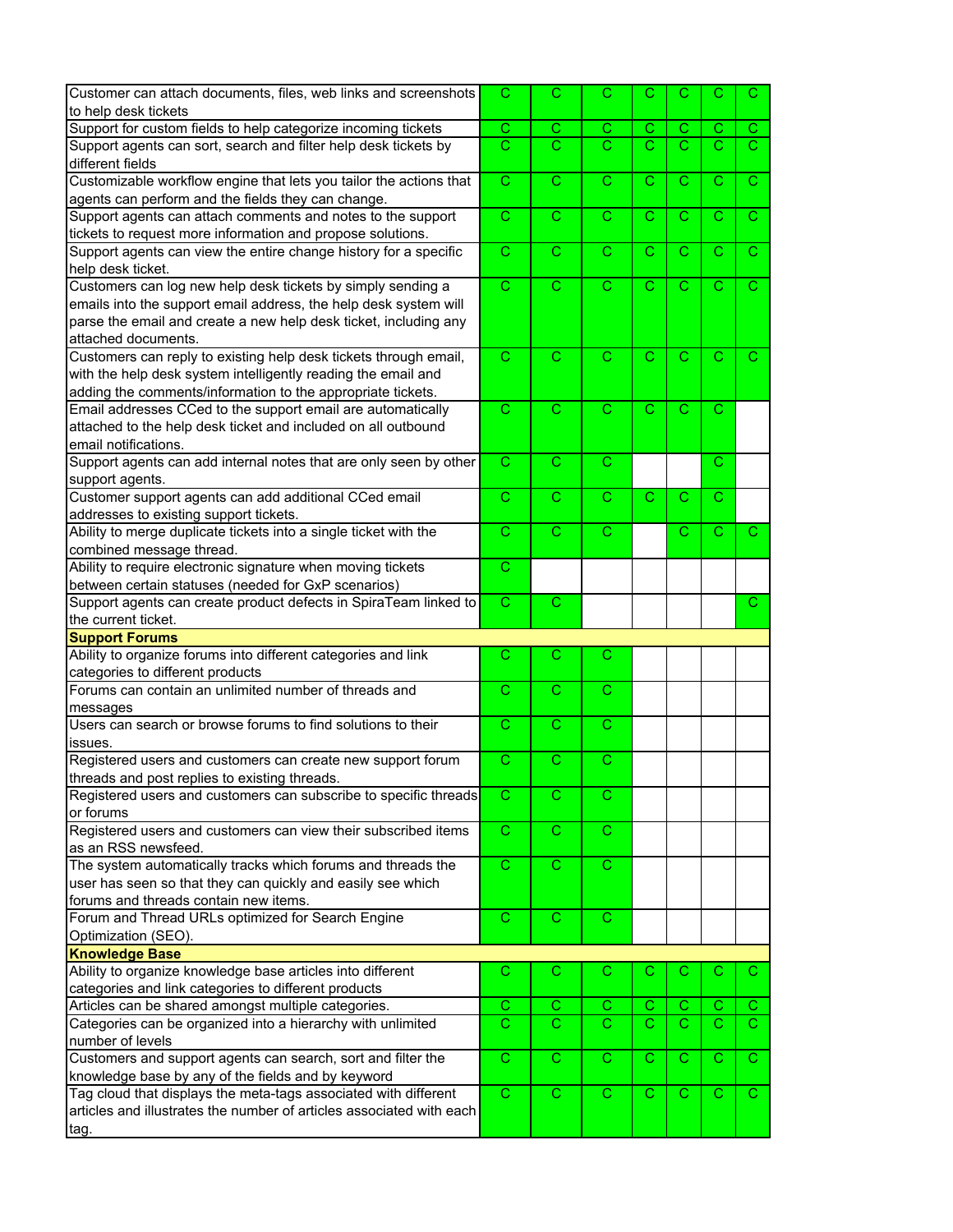| | | | | | | | |
|---|---|---|---|---|---|---|---|
| Customer can attach documents, files, web links and screenshots to help desk tickets | C | C | C | C | C | C | C |
| Support for custom fields to help categorize incoming tickets | C | C | C | C | C | C | C |
| Support agents can sort, search and filter help desk tickets by different fields | C | C | C | C | C | C | C |
| Customizable workflow engine that lets you tailor the actions that agents can perform and the fields they can change. | C | C | C | C | C | C | C |
| Support agents can attach comments and notes to the support tickets to request more information and propose solutions. | C | C | C | C | C | C | C |
| Support agents can view the entire change history for a specific help desk ticket. | C | C | C | C | C | C | C |
| Customers can log new help desk tickets by simply sending a emails into the support email address, the help desk system will parse the email and create a new help desk ticket, including any attached documents. | C | C | C | C | C | C | C |
| Customers can reply to existing help desk tickets through email, with the help desk system intelligently reading the email and adding the comments/information to the appropriate tickets. | C | C | C | C | C | C | C |
| Email addresses CCed to the support email are automatically attached to the help desk ticket and included on all outbound email notifications. | C | C | C | C | C | C | |
| Support agents can add internal notes that are only seen by other support agents. | C | C | C | | | C | |
| Customer support agents can add additional CCed email addresses to existing support tickets. | C | C | C | C | C | C | |
| Ability to merge duplicate tickets into a single ticket with the combined message thread. | C | C | C | | C | C | C |
| Ability to require electronic signature when moving tickets between certain statuses (needed for GxP scenarios) | C | | | | | | |
| Support agents can create product defects in SpiraTeam linked to the current ticket. | C | C | | | | | C |
| **Support Forums** | | | | | | | |
| Ability to organize forums into different categories and link categories to different products | C | C | C | | | | |
| Forums can contain an unlimited number of threads and messages | C | C | C | | | | |
| Users can search or browse forums to find solutions to their issues. | C | C | C | | | | |
| Registered users and customers can create new support forum threads and post replies to existing threads. | C | C | C | | | | |
| Registered users and customers can subscribe to specific threads or forums | C | C | C | | | | |
| Registered users and customers can view their subscribed items as an RSS newsfeed. | C | C | C | | | | |
| The system automatically tracks which forums and threads the user has seen so that they can quickly and easily see which forums and threads contain new items. | C | C | C | | | | |
| Forum and Thread URLs optimized for Search Engine Optimization (SEO). | C | C | C | | | | |
| **Knowledge Base** | | | | | | | |
| Ability to organize knowledge base articles into different categories and link categories to different products | C | C | C | C | C | C | C |
| Articles can be shared amongst multiple categories. | C | C | C | C | C | C | C |
| Categories can be organized into a hierarchy with unlimited number of levels | C | C | C | C | C | C | C |
| Customers and support agents can search, sort and filter the knowledge base by any of the fields and by keyword | C | C | C | C | C | C | C |
| Tag cloud that displays the meta-tags associated with different articles and illustrates the number of articles associated with each tag. | C | C | C | C | C | C | C |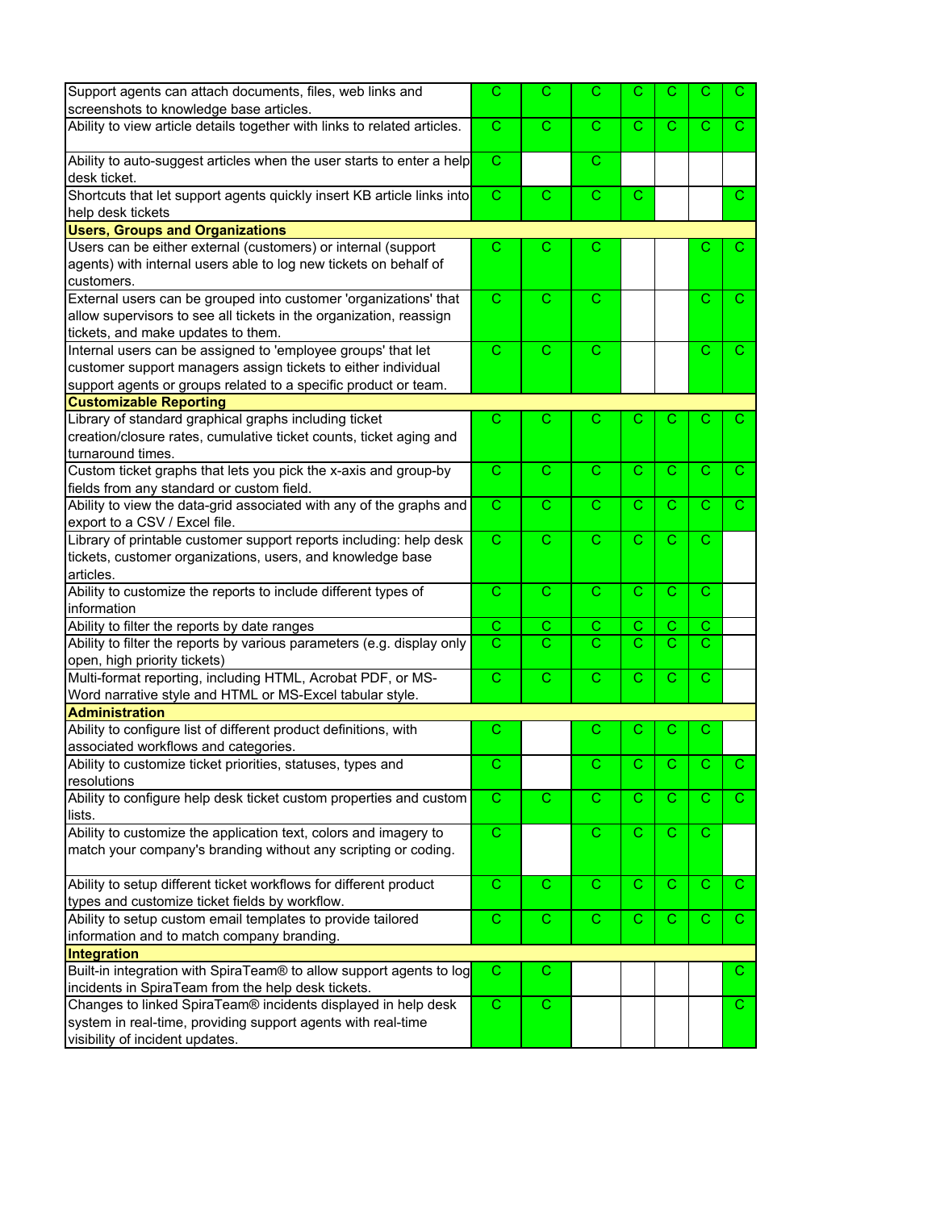| Feature | | | | | | | |
|---|---|---|---|---|---|---|---|
| Support agents can attach documents, files, web links and screenshots to knowledge base articles. | C | C | C | C | C | C | C |
| Ability to view article details together with links to related articles. | C | C | C | C | C | C | C |
| Ability to auto-suggest articles when the user starts to enter a help desk ticket. | C | | C | | | | |
| Shortcuts that let support agents quickly insert KB article links into help desk tickets | C | C | C | C | | | C |
| **Users, Groups and Organizations** | | | | | | | |
| Users can be either external (customers) or internal (support agents) with internal users able to log new tickets on behalf of customers. | C | C | C | | | C | C |
| External users can be grouped into customer 'organizations' that allow supervisors to see all tickets in the organization, reassign tickets, and make updates to them. | C | C | C | | | C | C |
| Internal users can be assigned to 'employee groups' that let customer support managers assign tickets to either individual support agents or groups related to a specific product or team. | C | C | C | | | C | C |
| **Customizable Reporting** | | | | | | | |
| Library of standard graphical graphs including ticket creation/closure rates, cumulative ticket counts, ticket aging and turnaround times. | C | C | C | C | C | C | C |
| Custom ticket graphs that lets you pick the x-axis and group-by fields from any standard or custom field. | C | C | C | C | C | C | C |
| Ability to view the data-grid associated with any of the graphs and export to a CSV / Excel file. | C | C | C | C | C | C | C |
| Library of printable customer support reports including: help desk tickets, customer organizations, users, and knowledge base articles. | C | C | C | C | C | C | |
| Ability to customize the reports to include different types of information | C | C | C | C | C | C | |
| Ability to filter the reports by date ranges | C | C | C | C | C | C | |
| Ability to filter the reports by various parameters (e.g. display only open, high priority tickets) | C | C | C | C | C | C | |
| Multi-format reporting, including HTML, Acrobat PDF, or MS-Word narrative style and HTML or MS-Excel tabular style. | C | C | C | C | C | C | |
| **Administration** | | | | | | | |
| Ability to configure list of different product definitions, with associated workflows and categories. | C | | C | C | C | C | |
| Ability to customize ticket priorities, statuses, types and resolutions | C | | C | C | C | C | C |
| Ability to configure help desk ticket custom properties and custom lists. | C | C | C | C | C | C | C |
| Ability to customize the application text, colors and imagery to match your company's branding without any scripting or coding. | C | | C | C | C | C | |
| Ability to setup different ticket workflows for different product types and customize ticket fields by workflow. | C | C | C | C | C | C | C |
| Ability to setup custom email templates to provide tailored information and to match company branding. | C | C | C | C | C | C | C |
| **Integration** | | | | | | | |
| Built-in integration with SpiraTeam® to allow support agents to log incidents in SpiraTeam from the help desk tickets. | C | C | | | | | C |
| Changes to linked SpiraTeam® incidents displayed in help desk system in real-time, providing support agents with real-time visibility of incident updates. | C | C | | | | | C |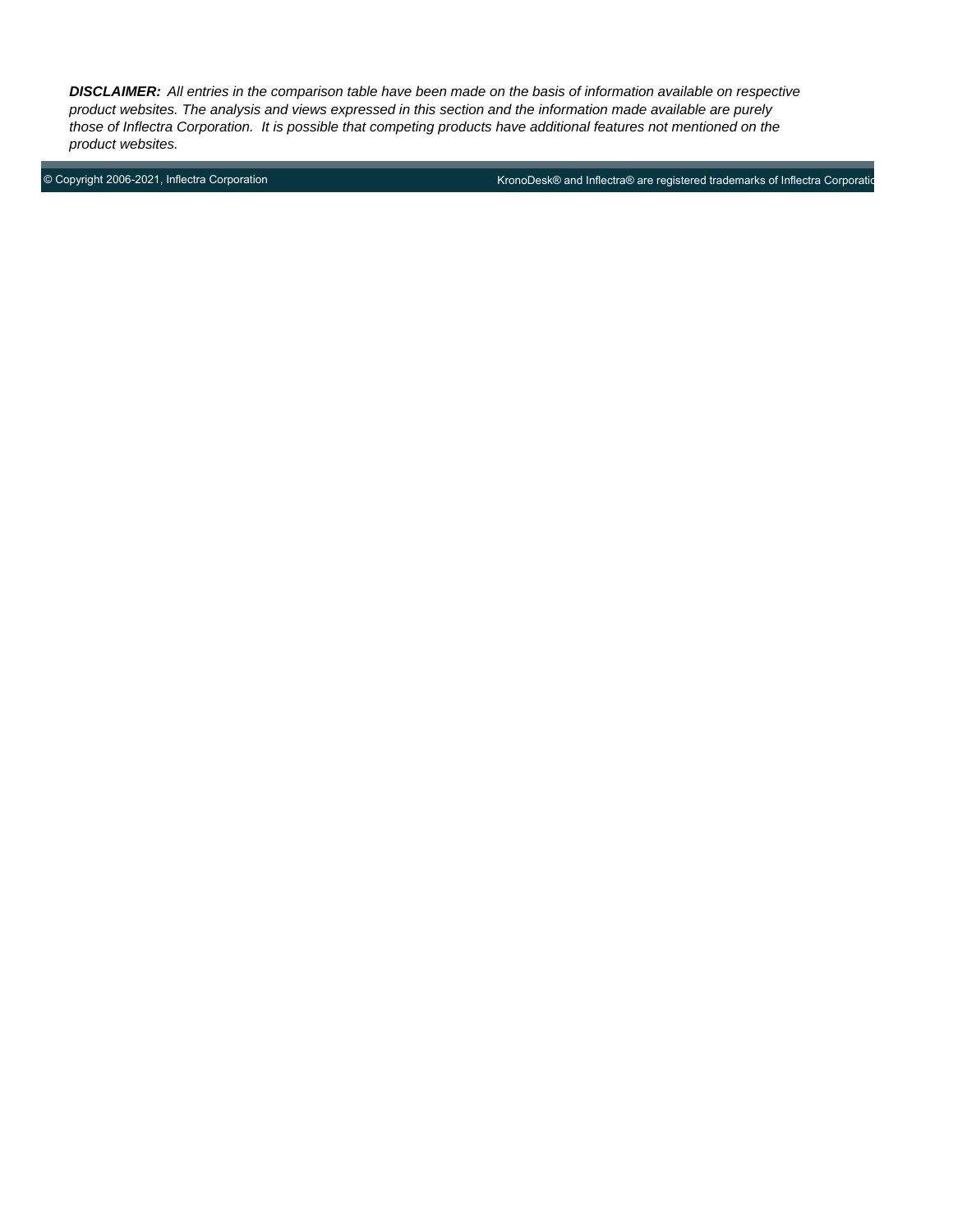***DISCLAIMER:*** *All entries in the comparison table have been made on the basis of information available on respective product websites. The analysis and views expressed in this section and the information made available are purely those of Inflectra Corporation. It is possible that competing products have additional features not mentioned on the product websites.*

© Copyright 2006-2021, Inflectra Corporation

KronoDesk® and Inflectra® are registered trademarks of Inflectra Corporatio